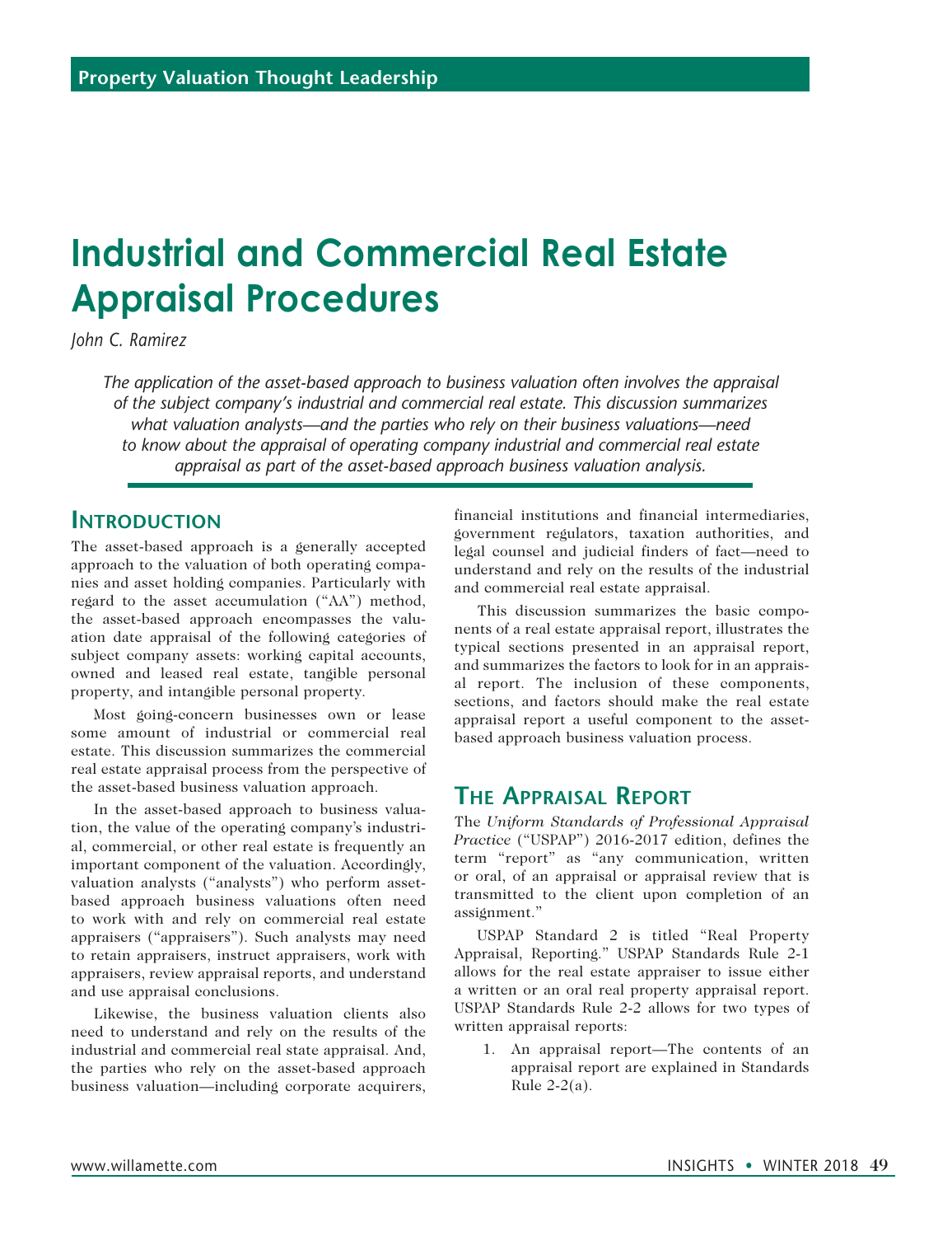Property Valuation Thought Leadership

# Industrial and Commercial Real Estate Appraisal Procedures

*John C. Ramirez*

*The application of the asset-based approach to business valuation often involves the appraisal of the subject company's industrial and commercial real estate. This discussion summarizes what valuation analysts—and the parties who rely on their business valuations—need to know about the appraisal of operating company industrial and commercial real estate appraisal as part of the asset-based approach business valuation analysis.*

## Introduction

The asset-based approach is a generally accepted approach to the valuation of both operating companies and asset holding companies. Particularly with regard to the asset accumulation ("AA") method, the asset-based approach encompasses the valuation date appraisal of the following categories of subject company assets: working capital accounts, owned and leased real estate, tangible personal property, and intangible personal property.

Most going-concern businesses own or lease some amount of industrial or commercial real estate. This discussion summarizes the commercial real estate appraisal process from the perspective of the asset-based business valuation approach.

In the asset-based approach to business valuation, the value of the operating company's industrial, commercial, or other real estate is frequently an important component of the valuation. Accordingly, valuation analysts ("analysts") who perform asset-based approach business valuations often need to work with and rely on commercial real estate appraisers ("appraisers"). Such analysts may need to retain appraisers, instruct appraisers, work with appraisers, review appraisal reports, and understand and use appraisal conclusions.

Likewise, the business valuation clients also need to understand and rely on the results of the industrial and commercial real state appraisal. And, the parties who rely on the asset-based approach business valuation—including corporate acquirers, financial institutions and financial intermediaries, government regulators, taxation authorities, and legal counsel and judicial finders of fact—need to understand and rely on the results of the industrial and commercial real estate appraisal.

This discussion summarizes the basic components of a real estate appraisal report, illustrates the typical sections presented in an appraisal report, and summarizes the factors to look for in an appraisal report. The inclusion of these components, sections, and factors should make the real estate appraisal report a useful component to the asset-based approach business valuation process.

## The Appraisal Report

The *Uniform Standards of Professional Appraisal Practice* ("USPAP") 2016-2017 edition, defines the term "report" as "any communication, written or oral, of an appraisal or appraisal review that is transmitted to the client upon completion of an assignment."

USPAP Standard 2 is titled "Real Property Appraisal, Reporting." USPAP Standards Rule 2-1 allows for the real estate appraiser to issue either a written or an oral real property appraisal report. USPAP Standards Rule 2-2 allows for two types of written appraisal reports:

1. An appraisal report—The contents of an appraisal report are explained in Standards Rule 2-2(a).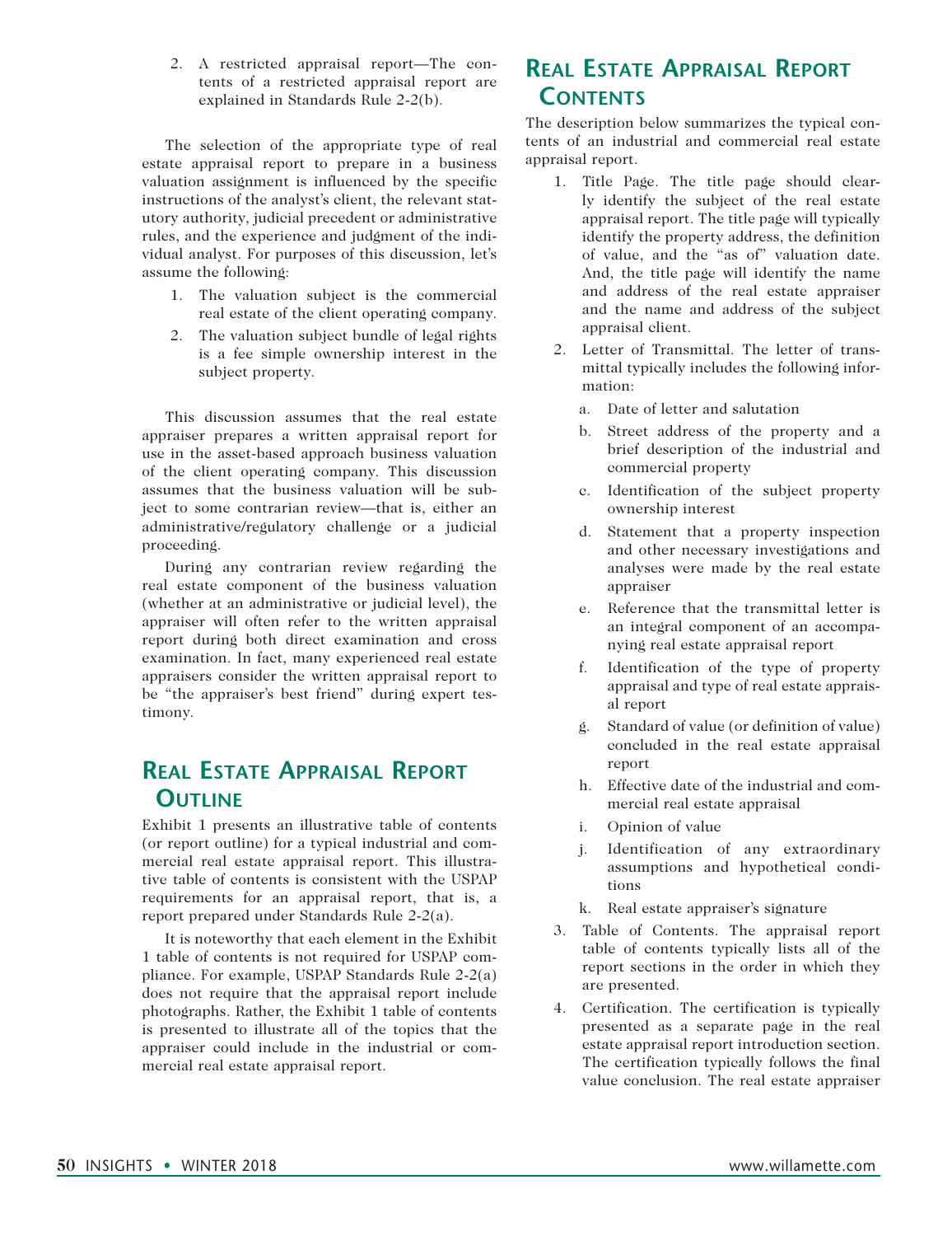2. A restricted appraisal report—The contents of a restricted appraisal report are explained in Standards Rule 2-2(b).

The selection of the appropriate type of real estate appraisal report to prepare in a business valuation assignment is influenced by the specific instructions of the analyst's client, the relevant statutory authority, judicial precedent or administrative rules, and the experience and judgment of the individual analyst. For purposes of this discussion, let's assume the following:

1. The valuation subject is the commercial real estate of the client operating company.
2. The valuation subject bundle of legal rights is a fee simple ownership interest in the subject property.

This discussion assumes that the real estate appraiser prepares a written appraisal report for use in the asset-based approach business valuation of the client operating company. This discussion assumes that the business valuation will be subject to some contrarian review—that is, either an administrative/regulatory challenge or a judicial proceeding.

During any contrarian review regarding the real estate component of the business valuation (whether at an administrative or judicial level), the appraiser will often refer to the written appraisal report during both direct examination and cross examination. In fact, many experienced real estate appraisers consider the written appraisal report to be "the appraiser's best friend" during expert testimony.

## Real Estate Appraisal Report Outline

Exhibit 1 presents an illustrative table of contents (or report outline) for a typical industrial and commercial real estate appraisal report. This illustrative table of contents is consistent with the USPAP requirements for an appraisal report, that is, a report prepared under Standards Rule 2-2(a).

It is noteworthy that each element in the Exhibit 1 table of contents is not required for USPAP compliance. For example, USPAP Standards Rule 2-2(a) does not require that the appraisal report include photographs. Rather, the Exhibit 1 table of contents is presented to illustrate all of the topics that the appraiser could include in the industrial or commercial real estate appraisal report.

## Real Estate Appraisal Report Contents

The description below summarizes the typical contents of an industrial and commercial real estate appraisal report.

1. Title Page. The title page should clearly identify the subject of the real estate appraisal report. The title page will typically identify the property address, the definition of value, and the "as of" valuation date. And, the title page will identify the name and address of the real estate appraiser and the name and address of the subject appraisal client.
2. Letter of Transmittal. The letter of transmittal typically includes the following information:
   a. Date of letter and salutation
   b. Street address of the property and a brief description of the industrial and commercial property
   c. Identification of the subject property ownership interest
   d. Statement that a property inspection and other necessary investigations and analyses were made by the real estate appraiser
   e. Reference that the transmittal letter is an integral component of an accompanying real estate appraisal report
   f. Identification of the type of property appraisal and type of real estate appraisal report
   g. Standard of value (or definition of value) concluded in the real estate appraisal report
   h. Effective date of the industrial and commercial real estate appraisal
   i. Opinion of value
   j. Identification of any extraordinary assumptions and hypothetical conditions
   k. Real estate appraiser's signature
3. Table of Contents. The appraisal report table of contents typically lists all of the report sections in the order in which they are presented.
4. Certification. The certification is typically presented as a separate page in the real estate appraisal report introduction section. The certification typically follows the final value conclusion. The real estate appraiser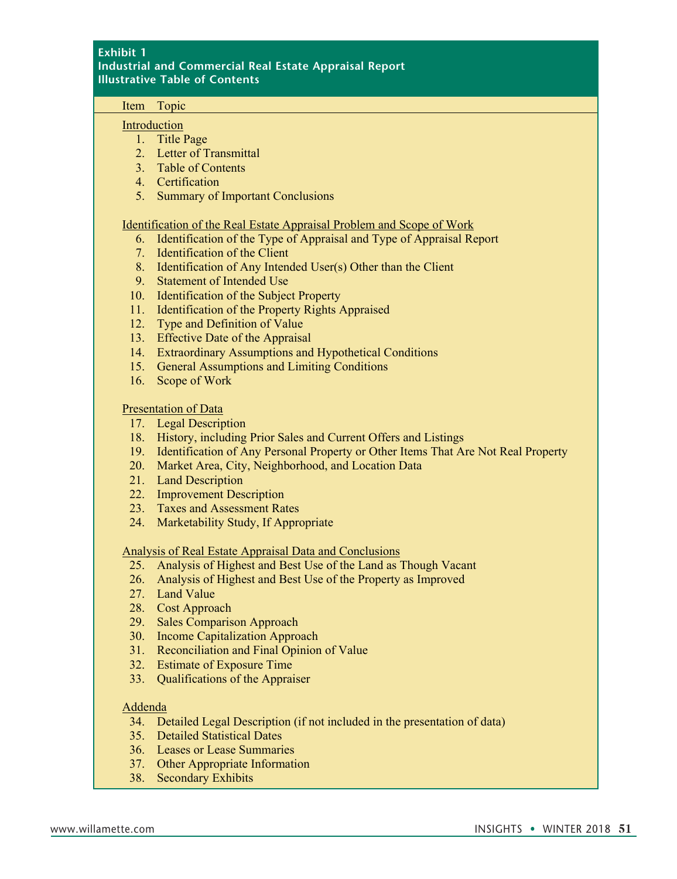**Exhibit 1**
**Industrial and Commercial Real Estate Appraisal Report**
**Illustrative Table of Contents**

| Item | Topic |
|---|---|
| | Introduction |
| 1. | Title Page |
| 2. | Letter of Transmittal |
| 3. | Table of Contents |
| 4. | Certification |
| 5. | Summary of Important Conclusions |
| | Identification of the Real Estate Appraisal Problem and Scope of Work |
| 6. | Identification of the Type of Appraisal and Type of Appraisal Report |
| 7. | Identification of the Client |
| 8. | Identification of Any Intended User(s) Other than the Client |
| 9. | Statement of Intended Use |
| 10. | Identification of the Subject Property |
| 11. | Identification of the Property Rights Appraised |
| 12. | Type and Definition of Value |
| 13. | Effective Date of the Appraisal |
| 14. | Extraordinary Assumptions and Hypothetical Conditions |
| 15. | General Assumptions and Limiting Conditions |
| 16. | Scope of Work |
| | Presentation of Data |
| 17. | Legal Description |
| 18. | History, including Prior Sales and Current Offers and Listings |
| 19. | Identification of Any Personal Property or Other Items That Are Not Real Property |
| 20. | Market Area, City, Neighborhood, and Location Data |
| 21. | Land Description |
| 22. | Improvement Description |
| 23. | Taxes and Assessment Rates |
| 24. | Marketability Study, If Appropriate |
| | Analysis of Real Estate Appraisal Data and Conclusions |
| 25. | Analysis of Highest and Best Use of the Land as Though Vacant |
| 26. | Analysis of Highest and Best Use of the Property as Improved |
| 27. | Land Value |
| 28. | Cost Approach |
| 29. | Sales Comparison Approach |
| 30. | Income Capitalization Approach |
| 31. | Reconciliation and Final Opinion of Value |
| 32. | Estimate of Exposure Time |
| 33. | Qualifications of the Appraiser |
| | Addenda |
| 34. | Detailed Legal Description (if not included in the presentation of data) |
| 35. | Detailed Statistical Dates |
| 36. | Leases or Lease Summaries |
| 37. | Other Appropriate Information |
| 38. | Secondary Exhibits |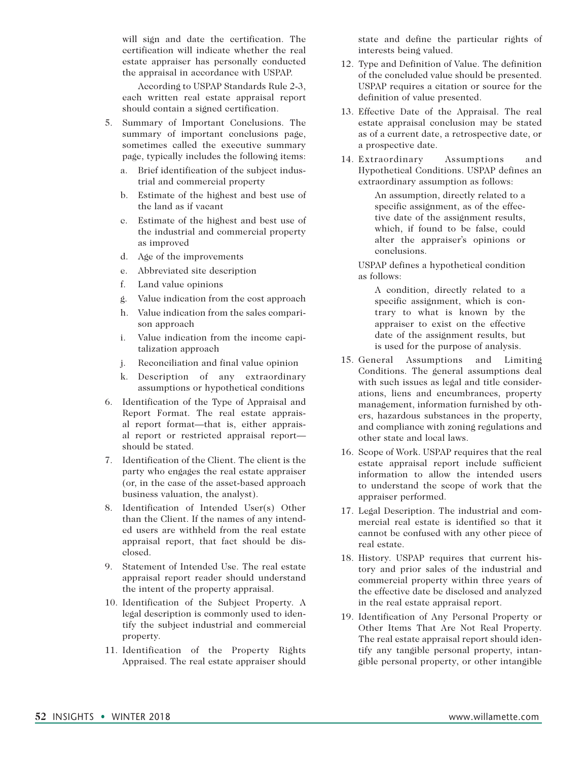will sign and date the certification. The certification will indicate whether the real estate appraiser has personally conducted the appraisal in accordance with USPAP.

According to USPAP Standards Rule 2-3, each written real estate appraisal report should contain a signed certification.

5. Summary of Important Conclusions. The summary of important conclusions page, sometimes called the executive summary page, typically includes the following items:
   a. Brief identification of the subject industrial and commercial property
   b. Estimate of the highest and best use of the land as if vacant
   c. Estimate of the highest and best use of the industrial and commercial property as improved
   d. Age of the improvements
   e. Abbreviated site description
   f. Land value opinions
   g. Value indication from the cost approach
   h. Value indication from the sales comparison approach
   i. Value indication from the income capitalization approach
   j. Reconciliation and final value opinion
   k. Description of any extraordinary assumptions or hypothetical conditions
6. Identification of the Type of Appraisal and Report Format. The real estate appraisal report format—that is, either appraisal report or restricted appraisal report—should be stated.
7. Identification of the Client. The client is the party who engages the real estate appraiser (or, in the case of the asset-based approach business valuation, the analyst).
8. Identification of Intended User(s) Other than the Client. If the names of any intended users are withheld from the real estate appraisal report, that fact should be disclosed.
9. Statement of Intended Use. The real estate appraisal report reader should understand the intent of the property appraisal.
10. Identification of the Subject Property. A legal description is commonly used to identify the subject industrial and commercial property.
11. Identification of the Property Rights Appraised. The real estate appraiser should state and define the particular rights of interests being valued.
12. Type and Definition of Value. The definition of the concluded value should be presented. USPAP requires a citation or source for the definition of value presented.
13. Effective Date of the Appraisal. The real estate appraisal conclusion may be stated as of a current date, a retrospective date, or a prospective date.
14. Extraordinary Assumptions and Hypothetical Conditions. USPAP defines an extraordinary assumption as follows:

    > An assumption, directly related to a specific assignment, as of the effective date of the assignment results, which, if found to be false, could alter the appraiser's opinions or conclusions.

    USPAP defines a hypothetical condition as follows:

    > A condition, directly related to a specific assignment, which is contrary to what is known by the appraiser to exist on the effective date of the assignment results, but is used for the purpose of analysis.
15. General Assumptions and Limiting Conditions. The general assumptions deal with such issues as legal and title considerations, liens and encumbrances, property management, information furnished by others, hazardous substances in the property, and compliance with zoning regulations and other state and local laws.
16. Scope of Work. USPAP requires that the real estate appraisal report include sufficient information to allow the intended users to understand the scope of work that the appraiser performed.
17. Legal Description. The industrial and commercial real estate is identified so that it cannot be confused with any other piece of real estate.
18. History. USPAP requires that current history and prior sales of the industrial and commercial property within three years of the effective date be disclosed and analyzed in the real estate appraisal report.
19. Identification of Any Personal Property or Other Items That Are Not Real Property. The real estate appraisal report should identify any tangible personal property, intangible personal property, or other intangible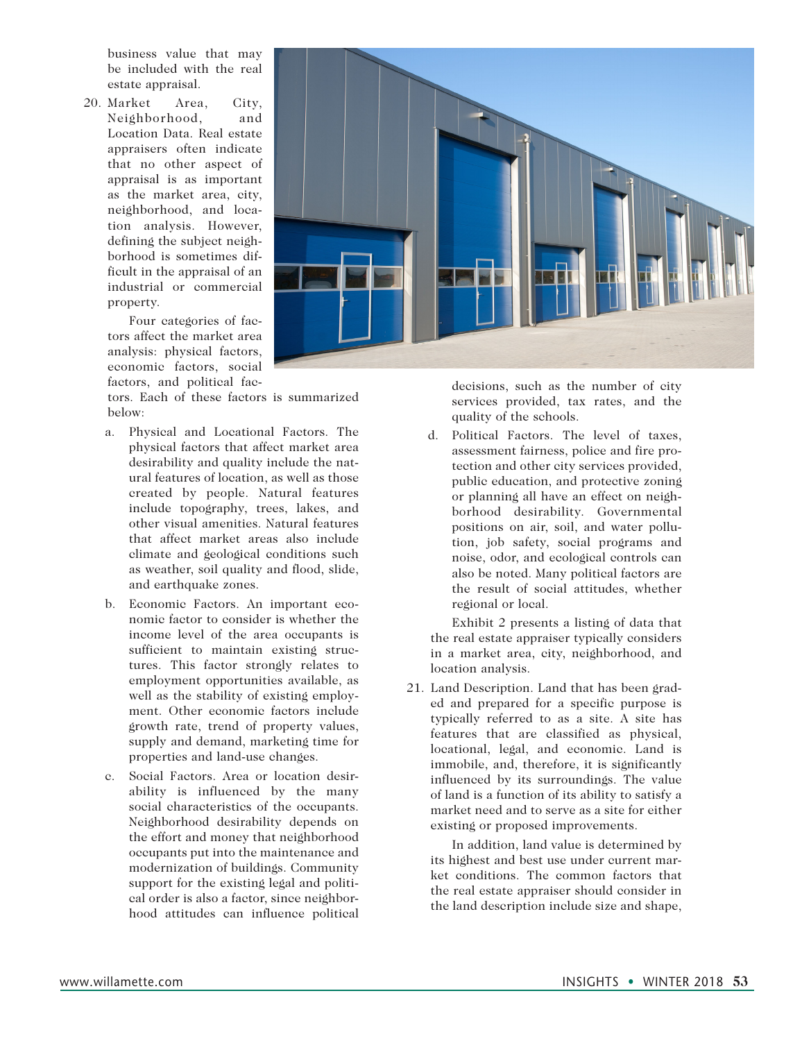business value that may be included with the real estate appraisal.

20. Market Area, City, Neighborhood, and Location Data. Real estate appraisers often indicate that no other aspect of appraisal is as important as the market area, city, neighborhood, and location analysis. However, defining the subject neighborhood is sometimes difficult in the appraisal of an industrial or commercial property.

    Four categories of factors affect the market area analysis: physical factors, economic factors, social factors, and political factors. Each of these factors is summarized below:

    a. Physical and Locational Factors. The physical factors that affect market area desirability and quality include the natural features of location, as well as those created by people. Natural features include topography, trees, lakes, and other visual amenities. Natural features that affect market areas also include climate and geological conditions such as weather, soil quality and flood, slide, and earthquake zones.

    b. Economic Factors. An important economic factor to consider is whether the income level of the area occupants is sufficient to maintain existing structures. This factor strongly relates to employment opportunities available, as well as the stability of existing employment. Other economic factors include growth rate, trend of property values, supply and demand, marketing time for properties and land-use changes.

    c. Social Factors. Area or location desirability is influenced by the many social characteristics of the occupants. Neighborhood desirability depends on the effort and money that neighborhood occupants put into the maintenance and modernization of buildings. Community support for the existing legal and political order is also a factor, since neighborhood attitudes can influence political decisions, such as the number of city services provided, tax rates, and the quality of the schools.

    d. Political Factors. The level of taxes, assessment fairness, police and fire protection and other city services provided, public education, and protective zoning or planning all have an effect on neighborhood desirability. Governmental positions on air, soil, and water pollution, job safety, social programs and noise, odor, and ecological controls can also be noted. Many political factors are the result of social attitudes, whether regional or local.

    Exhibit 2 presents a listing of data that the real estate appraiser typically considers in a market area, city, neighborhood, and location analysis.

21. Land Description. Land that has been graded and prepared for a specific purpose is typically referred to as a site. A site has features that are classified as physical, locational, legal, and economic. Land is immobile, and, therefore, it is significantly influenced by its surroundings. The value of land is a function of its ability to satisfy a market need and to serve as a site for either existing or proposed improvements.

    In addition, land value is determined by its highest and best use under current market conditions. The common factors that the real estate appraiser should consider in the land description include size and shape,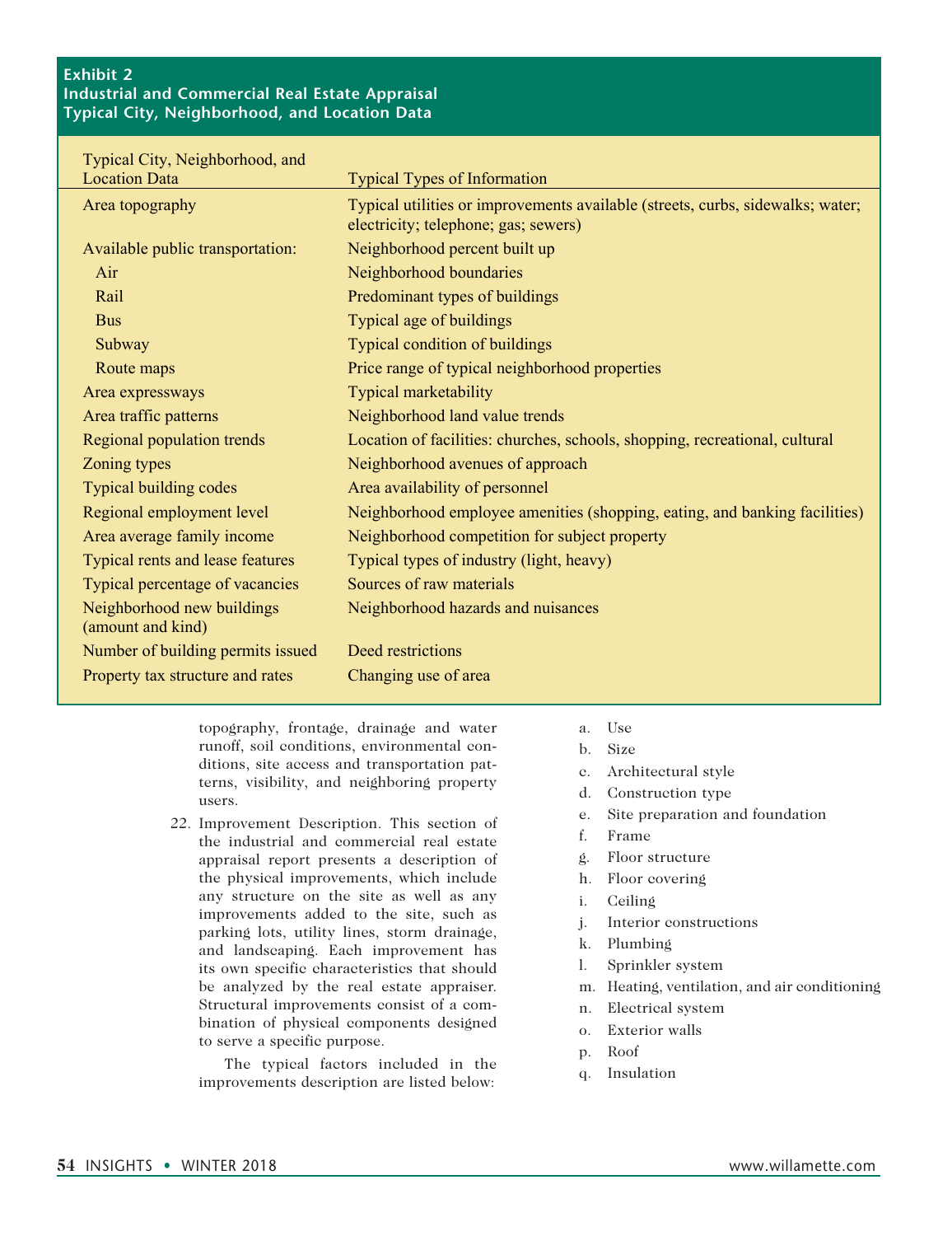**Exhibit 2**
**Industrial and Commercial Real Estate Appraisal**
**Typical City, Neighborhood, and Location Data**

| Typical City, Neighborhood, and Location Data | Typical Types of Information |
|---|---|
| Area topography | Typical utilities or improvements available (streets, curbs, sidewalks; water; electricity; telephone; gas; sewers) |
| Available public transportation: | Neighborhood percent built up |
| Air | Neighborhood boundaries |
| Rail | Predominant types of buildings |
| Bus | Typical age of buildings |
| Subway | Typical condition of buildings |
| Route maps | Price range of typical neighborhood properties |
| Area expressways | Typical marketability |
| Area traffic patterns | Neighborhood land value trends |
| Regional population trends | Location of facilities: churches, schools, shopping, recreational, cultural |
| Zoning types | Neighborhood avenues of approach |
| Typical building codes | Area availability of personnel |
| Regional employment level | Neighborhood employee amenities (shopping, eating, and banking facilities) |
| Area average family income | Neighborhood competition for subject property |
| Typical rents and lease features | Typical types of industry (light, heavy) |
| Typical percentage of vacancies | Sources of raw materials |
| Neighborhood new buildings (amount and kind) | Neighborhood hazards and nuisances |
| Number of building permits issued | Deed restrictions |
| Property tax structure and rates | Changing use of area |

topography, frontage, drainage and water runoff, soil conditions, environmental conditions, site access and transportation patterns, visibility, and neighboring property users.

22. Improvement Description. This section of the industrial and commercial real estate appraisal report presents a description of the physical improvements, which include any structure on the site as well as any improvements added to the site, such as parking lots, utility lines, storm drainage, and landscaping. Each improvement has its own specific characteristics that should be analyzed by the real estate appraiser. Structural improvements consist of a combination of physical components designed to serve a specific purpose.

    The typical factors included in the improvements description are listed below:

    a. Use
    b. Size
    c. Architectural style
    d. Construction type
    e. Site preparation and foundation
    f. Frame
    g. Floor structure
    h. Floor covering
    i. Ceiling
    j. Interior constructions
    k. Plumbing
    l. Sprinkler system
    m. Heating, ventilation, and air conditioning
    n. Electrical system
    o. Exterior walls
    p. Roof
    q. Insulation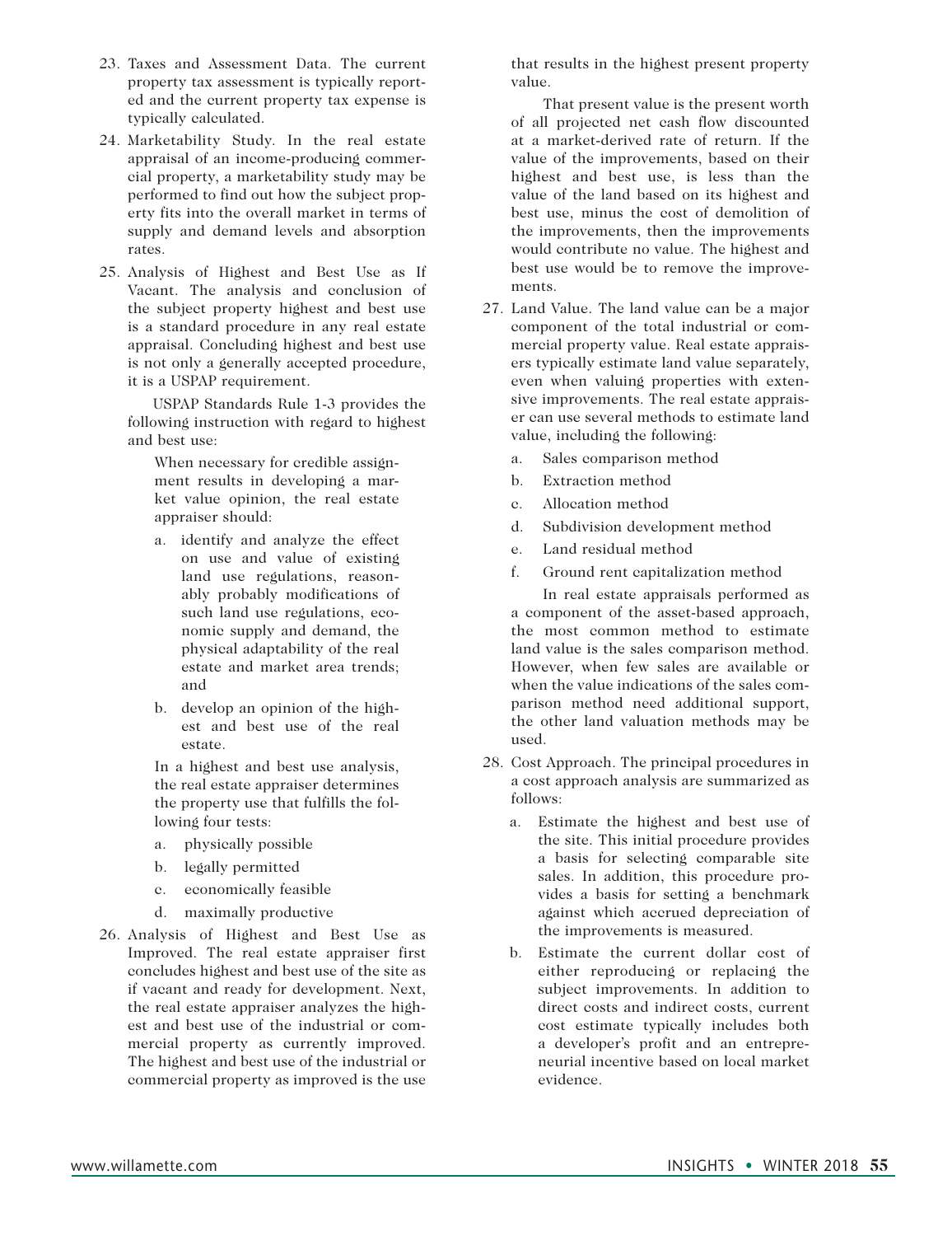23. Taxes and Assessment Data. The current property tax assessment is typically reported and the current property tax expense is typically calculated.

24. Marketability Study. In the real estate appraisal of an income-producing commercial property, a marketability study may be performed to find out how the subject property fits into the overall market in terms of supply and demand levels and absorption rates.

25. Analysis of Highest and Best Use as If Vacant. The analysis and conclusion of the subject property highest and best use is a standard procedure in any real estate appraisal. Concluding highest and best use is not only a generally accepted procedure, it is a USPAP requirement.

    USPAP Standards Rule 1-3 provides the following instruction with regard to highest and best use:

    > When necessary for credible assignment results in developing a market value opinion, the real estate appraiser should:
    >
    > a. identify and analyze the effect on use and value of existing land use regulations, reasonably probably modifications of such land use regulations, economic supply and demand, the physical adaptability of the real estate and market area trends; and
    >
    > b. develop an opinion of the highest and best use of the real estate.
    >
    > In a highest and best use analysis, the real estate appraiser determines the property use that fulfills the following four tests:
    >
    > a. physically possible
    > b. legally permitted
    > c. economically feasible
    > d. maximally productive

26. Analysis of Highest and Best Use as Improved. The real estate appraiser first concludes highest and best use of the site as if vacant and ready for development. Next, the real estate appraiser analyzes the highest and best use of the industrial or commercial property as currently improved. The highest and best use of the industrial or commercial property as improved is the use that results in the highest present property value.

    That present value is the present worth of all projected net cash flow discounted at a market-derived rate of return. If the value of the improvements, based on their highest and best use, is less than the value of the land based on its highest and best use, minus the cost of demolition of the improvements, then the improvements would contribute no value. The highest and best use would be to remove the improvements.

27. Land Value. The land value can be a major component of the total industrial or commercial property value. Real estate appraisers typically estimate land value separately, even when valuing properties with extensive improvements. The real estate appraiser can use several methods to estimate land value, including the following:

    a. Sales comparison method
    b. Extraction method
    c. Allocation method
    d. Subdivision development method
    e. Land residual method
    f. Ground rent capitalization method

    In real estate appraisals performed as a component of the asset-based approach, the most common method to estimate land value is the sales comparison method. However, when few sales are available or when the value indications of the sales comparison method need additional support, the other land valuation methods may be used.

28. Cost Approach. The principal procedures in a cost approach analysis are summarized as follows:

    a. Estimate the highest and best use of the site. This initial procedure provides a basis for selecting comparable site sales. In addition, this procedure provides a basis for setting a benchmark against which accrued depreciation of the improvements is measured.

    b. Estimate the current dollar cost of either reproducing or replacing the subject improvements. In addition to direct costs and indirect costs, current cost estimate typically includes both a developer's profit and an entrepreneurial incentive based on local market evidence.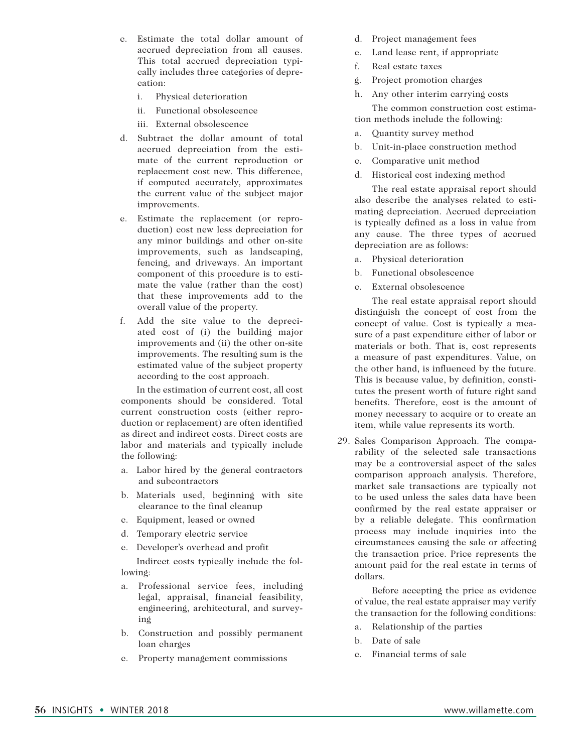c. Estimate the total dollar amount of accrued depreciation from all causes. This total accrued depreciation typically includes three categories of depreciation:

   i. Physical deterioration

   ii. Functional obsolescence

   iii. External obsolescence

d. Subtract the dollar amount of total accrued depreciation from the estimate of the current reproduction or replacement cost new. This difference, if computed accurately, approximates the current value of the subject major improvements.

e. Estimate the replacement (or reproduction) cost new less depreciation for any minor buildings and other on-site improvements, such as landscaping, fencing, and driveways. An important component of this procedure is to estimate the value (rather than the cost) that these improvements add to the overall value of the property.

f. Add the site value to the depreciated cost of (i) the building major improvements and (ii) the other on-site improvements. The resulting sum is the estimated value of the subject property according to the cost approach.

In the estimation of current cost, all cost components should be considered. Total current construction costs (either reproduction or replacement) are often identified as direct and indirect costs. Direct costs are labor and materials and typically include the following:

a. Labor hired by the general contractors and subcontractors
b. Materials used, beginning with site clearance to the final cleanup
c. Equipment, leased or owned
d. Temporary electric service
e. Developer's overhead and profit

Indirect costs typically include the following:

a. Professional service fees, including legal, appraisal, financial feasibility, engineering, architectural, and surveying
b. Construction and possibly permanent loan charges
c. Property management commissions
d. Project management fees
e. Land lease rent, if appropriate
f. Real estate taxes
g. Project promotion charges
h. Any other interim carrying costs

The common construction cost estimation methods include the following:

a. Quantity survey method
b. Unit-in-place construction method
c. Comparative unit method
d. Historical cost indexing method

The real estate appraisal report should also describe the analyses related to estimating depreciation. Accrued depreciation is typically defined as a loss in value from any cause. The three types of accrued depreciation are as follows:

a. Physical deterioration
b. Functional obsolescence
c. External obsolescence

The real estate appraisal report should distinguish the concept of cost from the concept of value. Cost is typically a measure of a past expenditure either of labor or materials or both. That is, cost represents a measure of past expenditures. Value, on the other hand, is influenced by the future. This is because value, by definition, constitutes the present worth of future right sand benefits. Therefore, cost is the amount of money necessary to acquire or to create an item, while value represents its worth.

29. Sales Comparison Approach. The comparability of the selected sale transactions may be a controversial aspect of the sales comparison approach analysis. Therefore, market sale transactions are typically not to be used unless the sales data have been confirmed by the real estate appraiser or by a reliable delegate. This confirmation process may include inquiries into the circumstances causing the sale or affecting the transaction price. Price represents the amount paid for the real estate in terms of dollars.

    Before accepting the price as evidence of value, the real estate appraiser may verify the transaction for the following conditions:

    a. Relationship of the parties
    b. Date of sale
    c. Financial terms of sale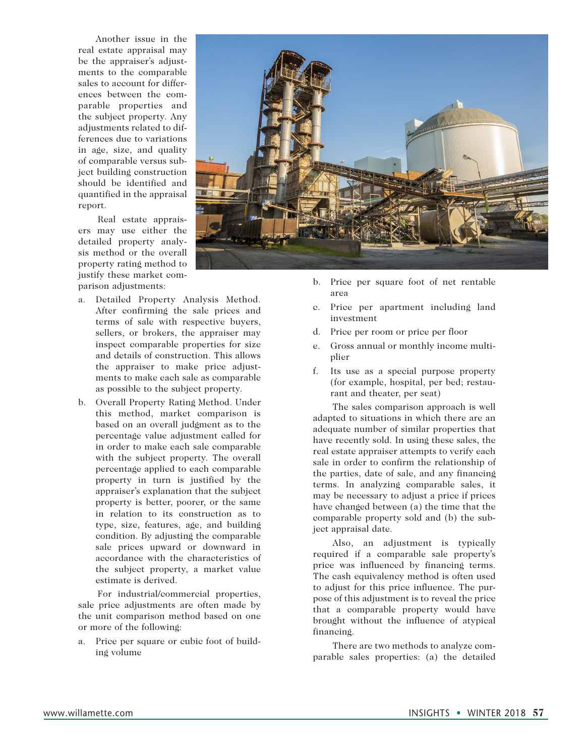Another issue in the real estate appraisal may be the appraiser's adjustments to the comparable sales to account for differences between the comparable properties and the subject property. Any adjustments related to differences due to variations in age, size, and quality of comparable versus subject building construction should be identified and quantified in the appraisal report.

Real estate appraisers may use either the detailed property analysis method or the overall property rating method to justify these market comparison adjustments:

a. Detailed Property Analysis Method. After confirming the sale prices and terms of sale with respective buyers, sellers, or brokers, the appraiser may inspect comparable properties for size and details of construction. This allows the appraiser to make price adjustments to make each sale as comparable as possible to the subject property.

b. Overall Property Rating Method. Under this method, market comparison is based on an overall judgment as to the percentage value adjustment called for in order to make each sale comparable with the subject property. The overall percentage applied to each comparable property in turn is justified by the appraiser's explanation that the subject property is better, poorer, or the same in relation to its construction as to type, size, features, age, and building condition. By adjusting the comparable sale prices upward or downward in accordance with the characteristics of the subject property, a market value estimate is derived.

For industrial/commercial properties, sale price adjustments are often made by the unit comparison method based on one or more of the following:

a. Price per square or cubic foot of building volume

b. Price per square foot of net rentable area

c. Price per apartment including land investment

d. Price per room or price per floor

e. Gross annual or monthly income multiplier

f. Its use as a special purpose property (for example, hospital, per bed; restaurant and theater, per seat)

The sales comparison approach is well adapted to situations in which there are an adequate number of similar properties that have recently sold. In using these sales, the real estate appraiser attempts to verify each sale in order to confirm the relationship of the parties, date of sale, and any financing terms. In analyzing comparable sales, it may be necessary to adjust a price if prices have changed between (a) the time that the comparable property sold and (b) the subject appraisal date.

Also, an adjustment is typically required if a comparable sale property's price was influenced by financing terms. The cash equivalency method is often used to adjust for this price influence. The purpose of this adjustment is to reveal the price that a comparable property would have brought without the influence of atypical financing.

There are two methods to analyze comparable sales properties: (a) the detailed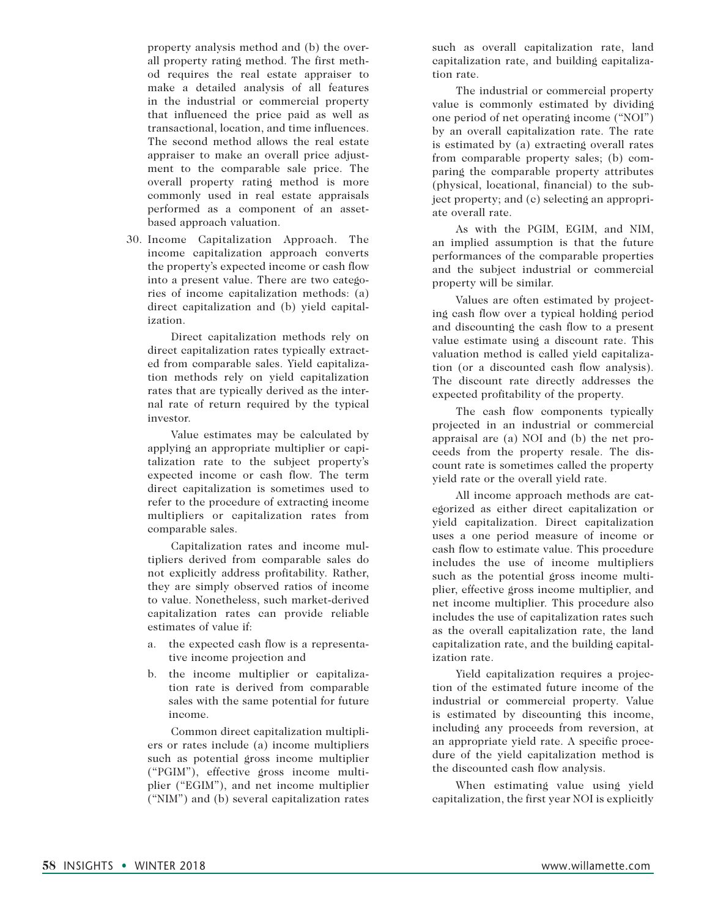property analysis method and (b) the overall property rating method. The first method requires the real estate appraiser to make a detailed analysis of all features in the industrial or commercial property that influenced the price paid as well as transactional, location, and time influences. The second method allows the real estate appraiser to make an overall price adjustment to the comparable sale price. The overall property rating method is more commonly used in real estate appraisals performed as a component of an asset-based approach valuation.

30. Income Capitalization Approach. The income capitalization approach converts the property's expected income or cash flow into a present value. There are two categories of income capitalization methods: (a) direct capitalization and (b) yield capitalization.

    Direct capitalization methods rely on direct capitalization rates typically extracted from comparable sales. Yield capitalization methods rely on yield capitalization rates that are typically derived as the internal rate of return required by the typical investor.

    Value estimates may be calculated by applying an appropriate multiplier or capitalization rate to the subject property's expected income or cash flow. The term direct capitalization is sometimes used to refer to the procedure of extracting income multipliers or capitalization rates from comparable sales.

    Capitalization rates and income multipliers derived from comparable sales do not explicitly address profitability. Rather, they are simply observed ratios of income to value. Nonetheless, such market-derived capitalization rates can provide reliable estimates of value if:

    a. the expected cash flow is a representative income projection and
    b. the income multiplier or capitalization rate is derived from comparable sales with the same potential for future income.

    Common direct capitalization multipliers or rates include (a) income multipliers such as potential gross income multiplier ("PGIM"), effective gross income multiplier ("EGIM"), and net income multiplier ("NIM") and (b) several capitalization rates such as overall capitalization rate, land capitalization rate, and building capitalization rate.

    The industrial or commercial property value is commonly estimated by dividing one period of net operating income ("NOI") by an overall capitalization rate. The rate is estimated by (a) extracting overall rates from comparable property sales; (b) comparing the comparable property attributes (physical, locational, financial) to the subject property; and (c) selecting an appropriate overall rate.

    As with the PGIM, EGIM, and NIM, an implied assumption is that the future performances of the comparable properties and the subject industrial or commercial property will be similar.

    Values are often estimated by projecting cash flow over a typical holding period and discounting the cash flow to a present value estimate using a discount rate. This valuation method is called yield capitalization (or a discounted cash flow analysis). The discount rate directly addresses the expected profitability of the property.

    The cash flow components typically projected in an industrial or commercial appraisal are (a) NOI and (b) the net proceeds from the property resale. The discount rate is sometimes called the property yield rate or the overall yield rate.

    All income approach methods are categorized as either direct capitalization or yield capitalization. Direct capitalization uses a one period measure of income or cash flow to estimate value. This procedure includes the use of income multipliers such as the potential gross income multiplier, effective gross income multiplier, and net income multiplier. This procedure also includes the use of capitalization rates such as the overall capitalization rate, the land capitalization rate, and the building capitalization rate.

    Yield capitalization requires a projection of the estimated future income of the industrial or commercial property. Value is estimated by discounting this income, including any proceeds from reversion, at an appropriate yield rate. A specific procedure of the yield capitalization method is the discounted cash flow analysis.

    When estimating value using yield capitalization, the first year NOI is explicitly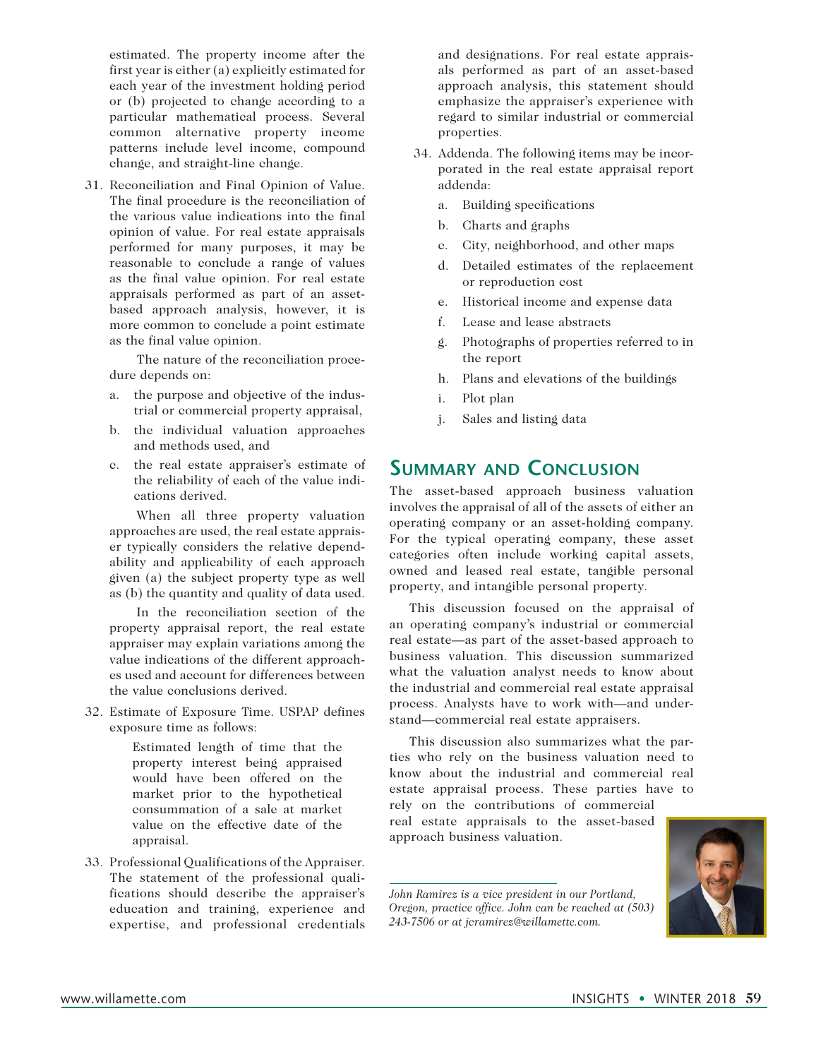estimated. The property income after the first year is either (a) explicitly estimated for each year of the investment holding period or (b) projected to change according to a particular mathematical process. Several common alternative property income patterns include level income, compound change, and straight-line change.

31. Reconciliation and Final Opinion of Value. The final procedure is the reconciliation of the various value indications into the final opinion of value. For real estate appraisals performed for many purposes, it may be reasonable to conclude a range of values as the final value opinion. For real estate appraisals performed as part of an asset-based approach analysis, however, it is more common to conclude a point estimate as the final value opinion.

    The nature of the reconciliation procedure depends on:

    a. the purpose and objective of the industrial or commercial property appraisal,
    b. the individual valuation approaches and methods used, and
    c. the real estate appraiser's estimate of the reliability of each of the value indications derived.

    When all three property valuation approaches are used, the real estate appraiser typically considers the relative dependability and applicability of each approach given (a) the subject property type as well as (b) the quantity and quality of data used.

    In the reconciliation section of the property appraisal report, the real estate appraiser may explain variations among the value indications of the different approaches used and account for differences between the value conclusions derived.

32. Estimate of Exposure Time. USPAP defines exposure time as follows:

    > Estimated length of time that the property interest being appraised would have been offered on the market prior to the hypothetical consummation of a sale at market value on the effective date of the appraisal.

33. Professional Qualifications of the Appraiser. The statement of the professional qualifications should describe the appraiser's education and training, experience and expertise, and professional credentials and designations. For real estate appraisals performed as part of an asset-based approach analysis, this statement should emphasize the appraiser's experience with regard to similar industrial or commercial properties.

34. Addenda. The following items may be incorporated in the real estate appraisal report addenda:

    a. Building specifications
    b. Charts and graphs
    c. City, neighborhood, and other maps
    d. Detailed estimates of the replacement or reproduction cost
    e. Historical income and expense data
    f. Lease and lease abstracts
    g. Photographs of properties referred to in the report
    h. Plans and elevations of the buildings
    i. Plot plan
    j. Sales and listing data

## Summary and Conclusion

The asset-based approach business valuation involves the appraisal of all of the assets of either an operating company or an asset-holding company. For the typical operating company, these asset categories often include working capital assets, owned and leased real estate, tangible personal property, and intangible personal property.

This discussion focused on the appraisal of an operating company's industrial or commercial real estate—as part of the asset-based approach to business valuation. This discussion summarized what the valuation analyst needs to know about the industrial and commercial real estate appraisal process. Analysts have to work with—and understand—commercial real estate appraisers.

This discussion also summarizes what the parties who rely on the business valuation need to know about the industrial and commercial real estate appraisal process. These parties have to rely on the contributions of commercial real estate appraisals to the asset-based approach business valuation.

---

*John Ramirez is a vice president in our Portland, Oregon, practice office. John can be reached at (503) 243-7506 or at jcramirez@willamette.com.*